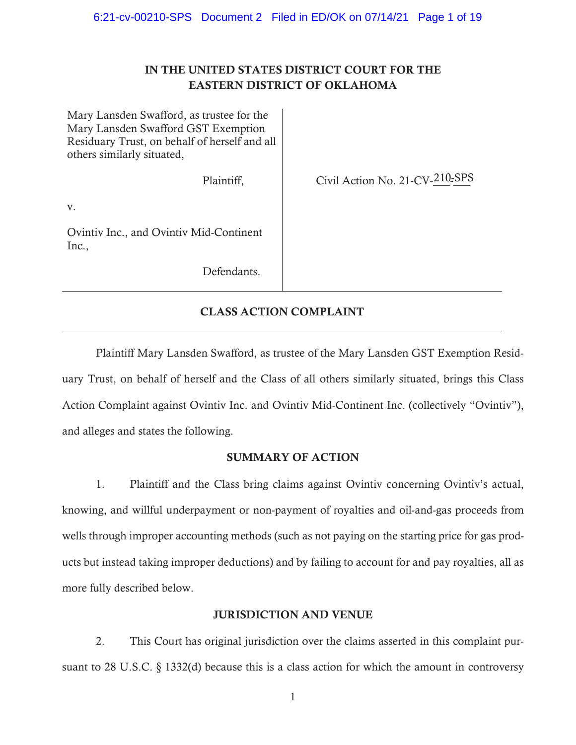# IN THE UNITED STATES DISTRICT COURT FOR THE EASTERN DISTRICT OF OKLAHOMA

| | |
|---|---|
| Mary Lansden Swafford, as trustee for the Mary Lansden Swafford GST Exemption Residuary Trust, on behalf of herself and all others similarly situated,<br><br>Plaintiff,<br><br>v.<br><br>Ovintiv Inc., and Ovintiv Mid-Continent Inc.,<br><br>Defendants. | Civil Action No. 21-CV-210-SPS |

## CLASS ACTION COMPLAINT

Plaintiff Mary Lansden Swafford, as trustee of the Mary Lansden GST Exemption Residuary Trust, on behalf of herself and the Class of all others similarly situated, brings this Class Action Complaint against Ovintiv Inc. and Ovintiv Mid-Continent Inc. (collectively "Ovintiv"), and alleges and states the following.

### SUMMARY OF ACTION

1. Plaintiff and the Class bring claims against Ovintiv concerning Ovintiv's actual, knowing, and willful underpayment or non-payment of royalties and oil-and-gas proceeds from wells through improper accounting methods (such as not paying on the starting price for gas products but instead taking improper deductions) and by failing to account for and pay royalties, all as more fully described below.

### JURISDICTION AND VENUE

2. This Court has original jurisdiction over the claims asserted in this complaint pursuant to 28 U.S.C. § 1332(d) because this is a class action for which the amount in controversy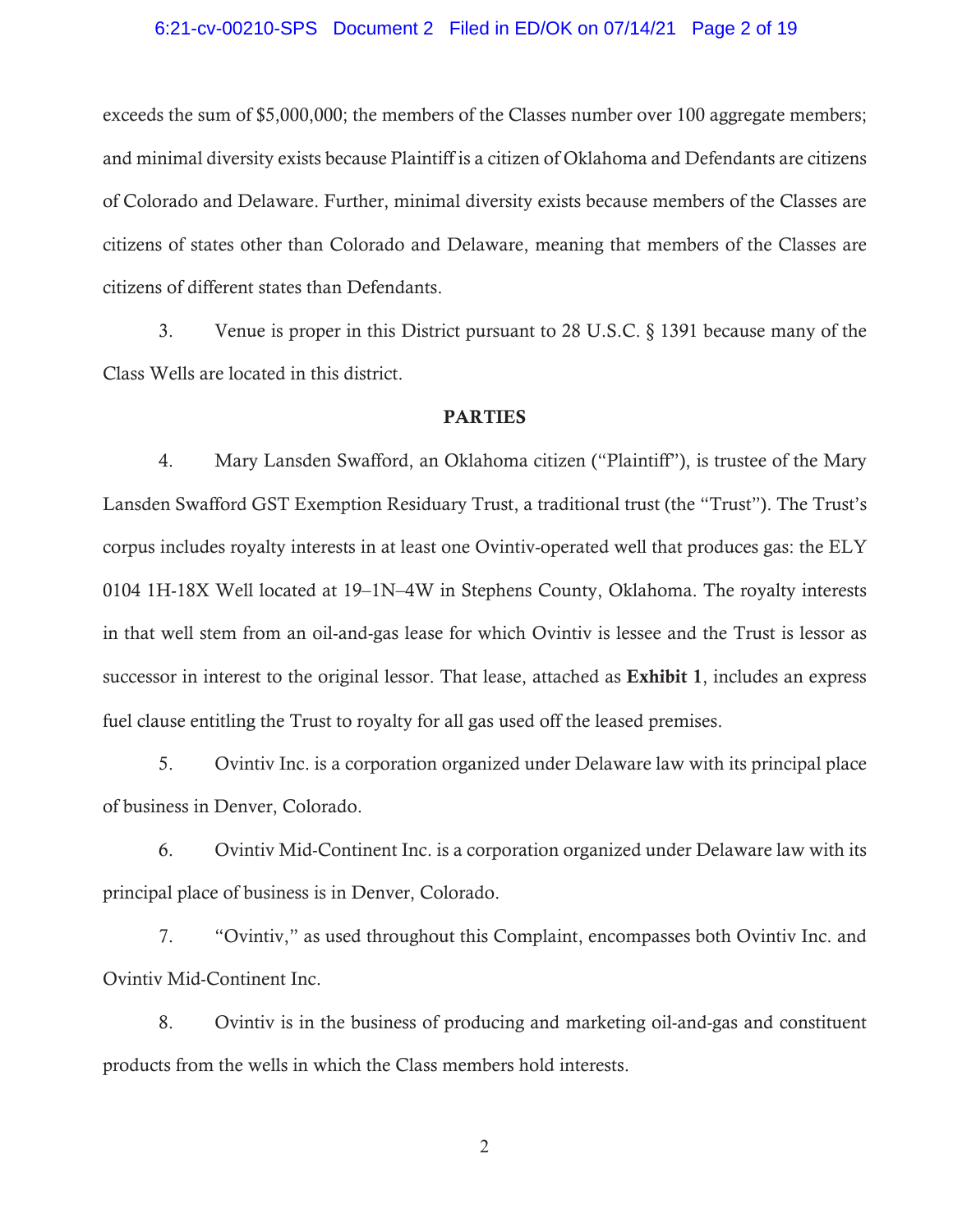exceeds the sum of $5,000,000; the members of the Classes number over 100 aggregate members; and minimal diversity exists because Plaintiff is a citizen of Oklahoma and Defendants are citizens of Colorado and Delaware. Further, minimal diversity exists because members of the Classes are citizens of states other than Colorado and Delaware, meaning that members of the Classes are citizens of different states than Defendants.

3. Venue is proper in this District pursuant to 28 U.S.C. § 1391 because many of the Class Wells are located in this district.

## PARTIES

4. Mary Lansden Swafford, an Oklahoma citizen ("Plaintiff"), is trustee of the Mary Lansden Swafford GST Exemption Residuary Trust, a traditional trust (the "Trust"). The Trust's corpus includes royalty interests in at least one Ovintiv-operated well that produces gas: the ELY 0104 1H-18X Well located at 19–1N–4W in Stephens County, Oklahoma. The royalty interests in that well stem from an oil-and-gas lease for which Ovintiv is lessee and the Trust is lessor as successor in interest to the original lessor. That lease, attached as **Exhibit 1**, includes an express fuel clause entitling the Trust to royalty for all gas used off the leased premises.

5. Ovintiv Inc. is a corporation organized under Delaware law with its principal place of business in Denver, Colorado.

6. Ovintiv Mid-Continent Inc. is a corporation organized under Delaware law with its principal place of business is in Denver, Colorado.

7. "Ovintiv," as used throughout this Complaint, encompasses both Ovintiv Inc. and Ovintiv Mid-Continent Inc.

8. Ovintiv is in the business of producing and marketing oil-and-gas and constituent products from the wells in which the Class members hold interests.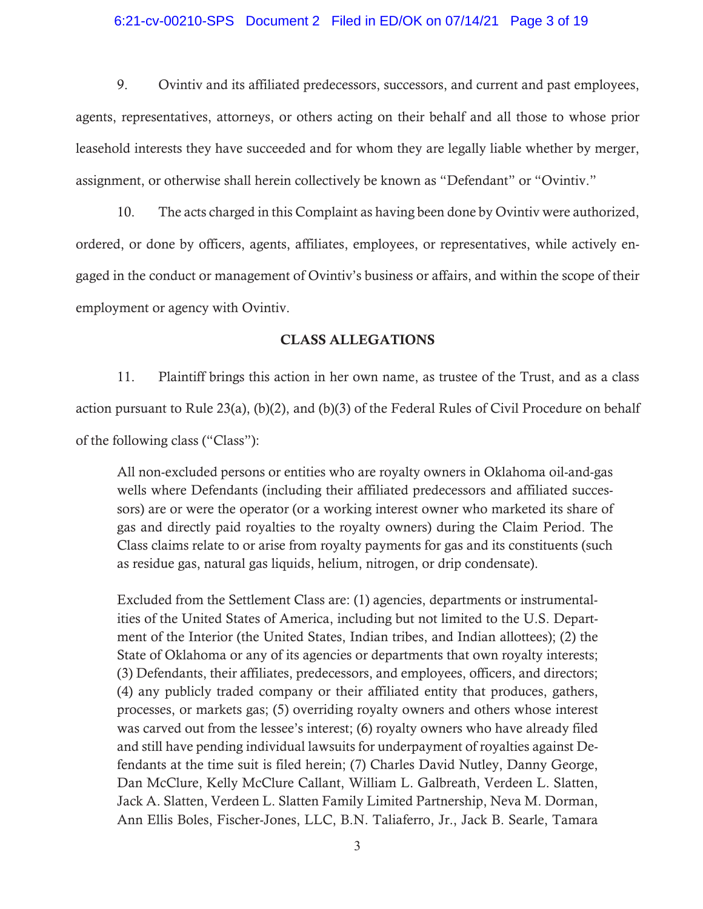9. Ovintiv and its affiliated predecessors, successors, and current and past employees, agents, representatives, attorneys, or others acting on their behalf and all those to whose prior leasehold interests they have succeeded and for whom they are legally liable whether by merger, assignment, or otherwise shall herein collectively be known as "Defendant" or "Ovintiv."

10. The acts charged in this Complaint as having been done by Ovintiv were authorized, ordered, or done by officers, agents, affiliates, employees, or representatives, while actively engaged in the conduct or management of Ovintiv's business or affairs, and within the scope of their employment or agency with Ovintiv.

## CLASS ALLEGATIONS

11. Plaintiff brings this action in her own name, as trustee of the Trust, and as a class action pursuant to Rule 23(a), (b)(2), and (b)(3) of the Federal Rules of Civil Procedure on behalf of the following class ("Class"):

> All non-excluded persons or entities who are royalty owners in Oklahoma oil-and-gas wells where Defendants (including their affiliated predecessors and affiliated successors) are or were the operator (or a working interest owner who marketed its share of gas and directly paid royalties to the royalty owners) during the Claim Period. The Class claims relate to or arise from royalty payments for gas and its constituents (such as residue gas, natural gas liquids, helium, nitrogen, or drip condensate).
>
> Excluded from the Settlement Class are: (1) agencies, departments or instrumentalities of the United States of America, including but not limited to the U.S. Department of the Interior (the United States, Indian tribes, and Indian allottees); (2) the State of Oklahoma or any of its agencies or departments that own royalty interests; (3) Defendants, their affiliates, predecessors, and employees, officers, and directors; (4) any publicly traded company or their affiliated entity that produces, gathers, processes, or markets gas; (5) overriding royalty owners and others whose interest was carved out from the lessee's interest; (6) royalty owners who have already filed and still have pending individual lawsuits for underpayment of royalties against Defendants at the time suit is filed herein; (7) Charles David Nutley, Danny George, Dan McClure, Kelly McClure Callant, William L. Galbreath, Verdeen L. Slatten, Jack A. Slatten, Verdeen L. Slatten Family Limited Partnership, Neva M. Dorman, Ann Ellis Boles, Fischer-Jones, LLC, B.N. Taliaferro, Jr., Jack B. Searle, Tamara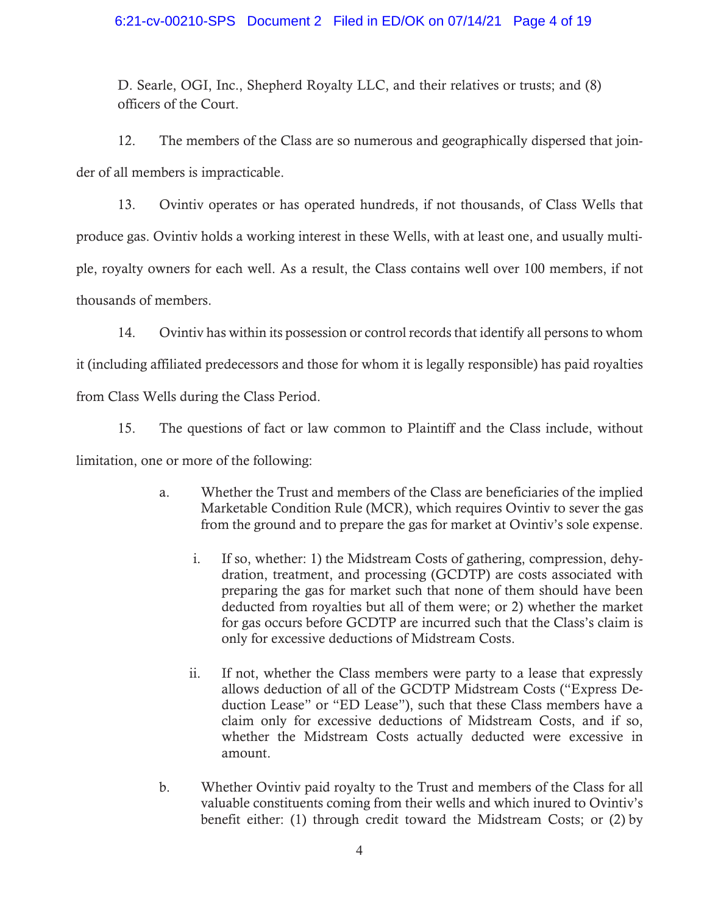D. Searle, OGI, Inc., Shepherd Royalty LLC, and their relatives or trusts; and (8) officers of the Court.

12. The members of the Class are so numerous and geographically dispersed that joinder of all members is impracticable.

13. Ovintiv operates or has operated hundreds, if not thousands, of Class Wells that produce gas. Ovintiv holds a working interest in these Wells, with at least one, and usually multiple, royalty owners for each well. As a result, the Class contains well over 100 members, if not thousands of members.

14. Ovintiv has within its possession or control records that identify all persons to whom it (including affiliated predecessors and those for whom it is legally responsible) has paid royalties from Class Wells during the Class Period.

15. The questions of fact or law common to Plaintiff and the Class include, without limitation, one or more of the following:

> a. Whether the Trust and members of the Class are beneficiaries of the implied Marketable Condition Rule (MCR), which requires Ovintiv to sever the gas from the ground and to prepare the gas for market at Ovintiv's sole expense.
>
> > i. If so, whether: 1) the Midstream Costs of gathering, compression, dehydration, treatment, and processing (GCDTP) are costs associated with preparing the gas for market such that none of them should have been deducted from royalties but all of them were; or 2) whether the market for gas occurs before GCDTP are incurred such that the Class's claim is only for excessive deductions of Midstream Costs.
> >
> > ii. If not, whether the Class members were party to a lease that expressly allows deduction of all of the GCDTP Midstream Costs ("Express Deduction Lease" or "ED Lease"), such that these Class members have a claim only for excessive deductions of Midstream Costs, and if so, whether the Midstream Costs actually deducted were excessive in amount.
>
> b. Whether Ovintiv paid royalty to the Trust and members of the Class for all valuable constituents coming from their wells and which inured to Ovintiv's benefit either: (1) through credit toward the Midstream Costs; or (2) by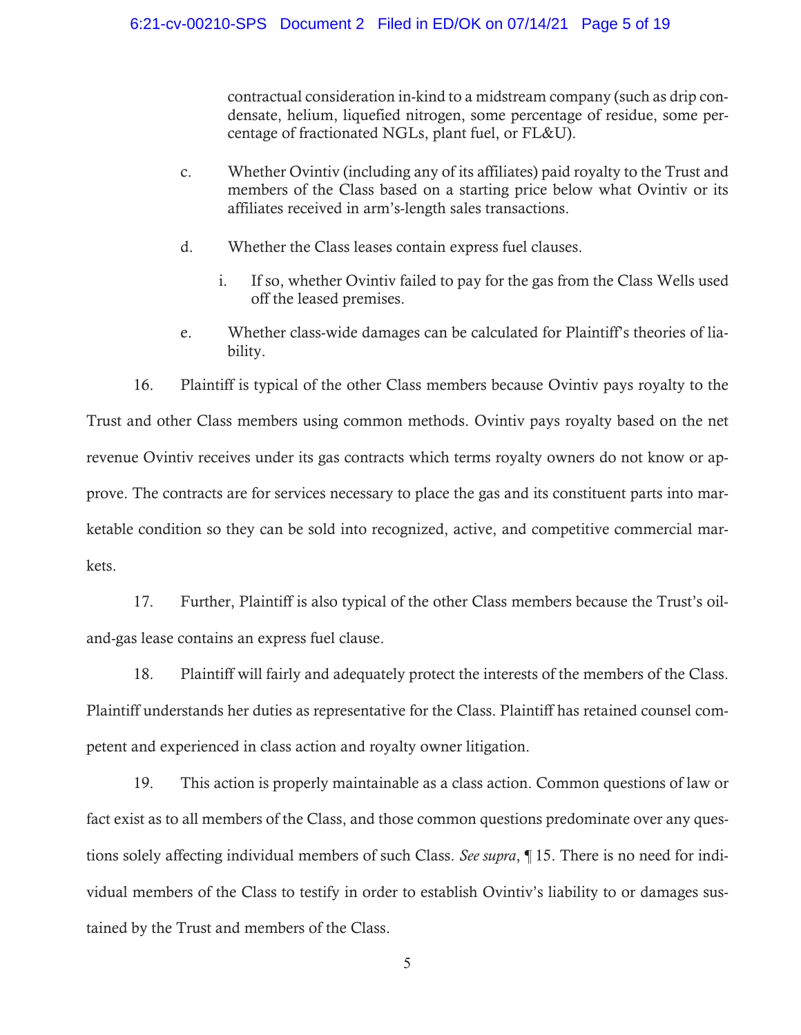contractual consideration in-kind to a midstream company (such as drip condensate, helium, liquefied nitrogen, some percentage of residue, some percentage of fractionated NGLs, plant fuel, or FL&U).

c. Whether Ovintiv (including any of its affiliates) paid royalty to the Trust and members of the Class based on a starting price below what Ovintiv or its affiliates received in arm's-length sales transactions.

d. Whether the Class leases contain express fuel clauses.

 i. If so, whether Ovintiv failed to pay for the gas from the Class Wells used off the leased premises.

e. Whether class-wide damages can be calculated for Plaintiff's theories of liability.

16. Plaintiff is typical of the other Class members because Ovintiv pays royalty to the Trust and other Class members using common methods. Ovintiv pays royalty based on the net revenue Ovintiv receives under its gas contracts which terms royalty owners do not know or approve. The contracts are for services necessary to place the gas and its constituent parts into marketable condition so they can be sold into recognized, active, and competitive commercial markets.

17. Further, Plaintiff is also typical of the other Class members because the Trust's oil-and-gas lease contains an express fuel clause.

18. Plaintiff will fairly and adequately protect the interests of the members of the Class. Plaintiff understands her duties as representative for the Class. Plaintiff has retained counsel competent and experienced in class action and royalty owner litigation.

19. This action is properly maintainable as a class action. Common questions of law or fact exist as to all members of the Class, and those common questions predominate over any questions solely affecting individual members of such Class. *See supra*, ¶ 15. There is no need for individual members of the Class to testify in order to establish Ovintiv's liability to or damages sustained by the Trust and members of the Class.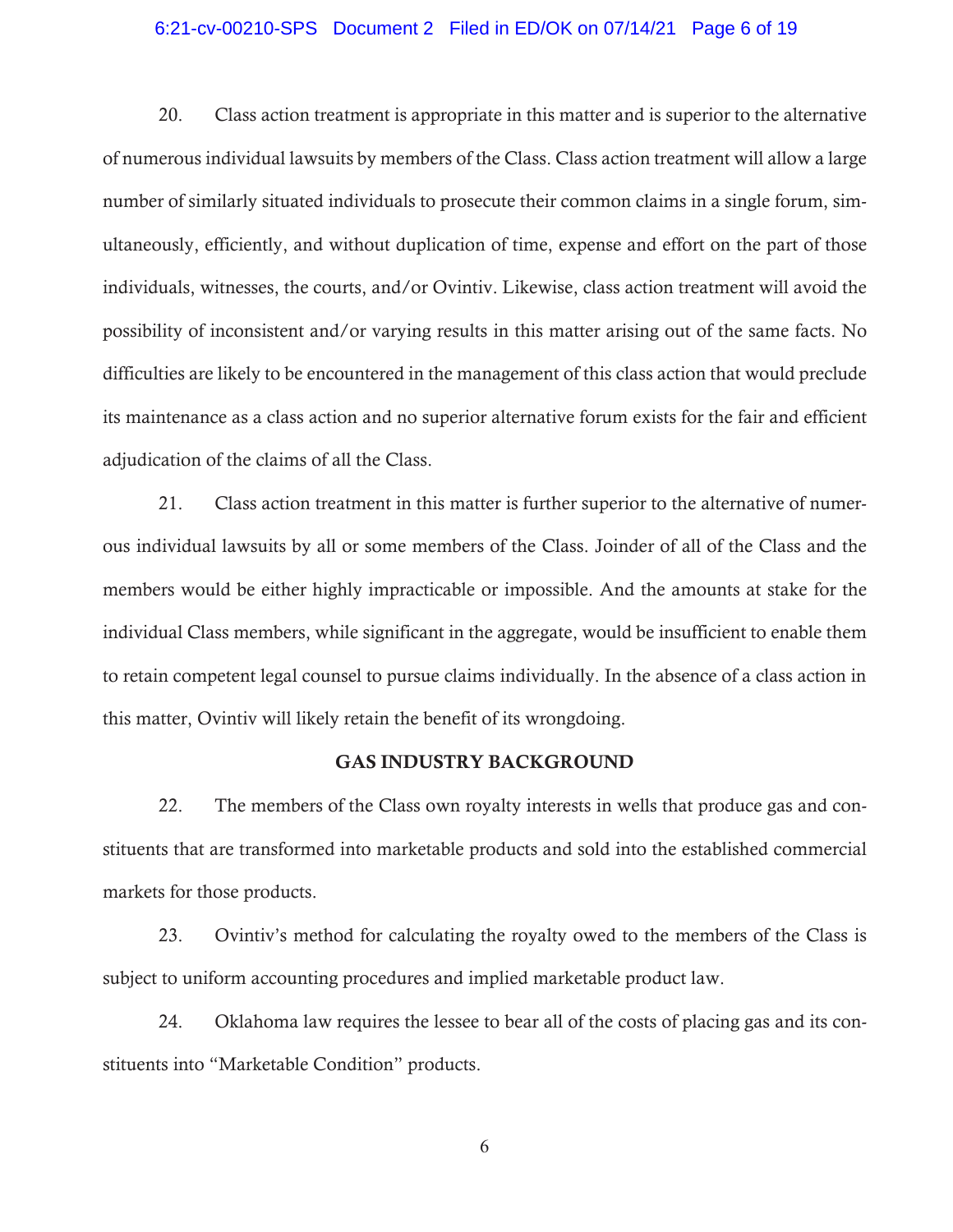20. Class action treatment is appropriate in this matter and is superior to the alternative of numerous individual lawsuits by members of the Class. Class action treatment will allow a large number of similarly situated individuals to prosecute their common claims in a single forum, simultaneously, efficiently, and without duplication of time, expense and effort on the part of those individuals, witnesses, the courts, and/or Ovintiv. Likewise, class action treatment will avoid the possibility of inconsistent and/or varying results in this matter arising out of the same facts. No difficulties are likely to be encountered in the management of this class action that would preclude its maintenance as a class action and no superior alternative forum exists for the fair and efficient adjudication of the claims of all the Class.

21. Class action treatment in this matter is further superior to the alternative of numerous individual lawsuits by all or some members of the Class. Joinder of all of the Class and the members would be either highly impracticable or impossible. And the amounts at stake for the individual Class members, while significant in the aggregate, would be insufficient to enable them to retain competent legal counsel to pursue claims individually. In the absence of a class action in this matter, Ovintiv will likely retain the benefit of its wrongdoing.

## GAS INDUSTRY BACKGROUND

22. The members of the Class own royalty interests in wells that produce gas and constituents that are transformed into marketable products and sold into the established commercial markets for those products.

23. Ovintiv's method for calculating the royalty owed to the members of the Class is subject to uniform accounting procedures and implied marketable product law.

24. Oklahoma law requires the lessee to bear all of the costs of placing gas and its constituents into "Marketable Condition" products.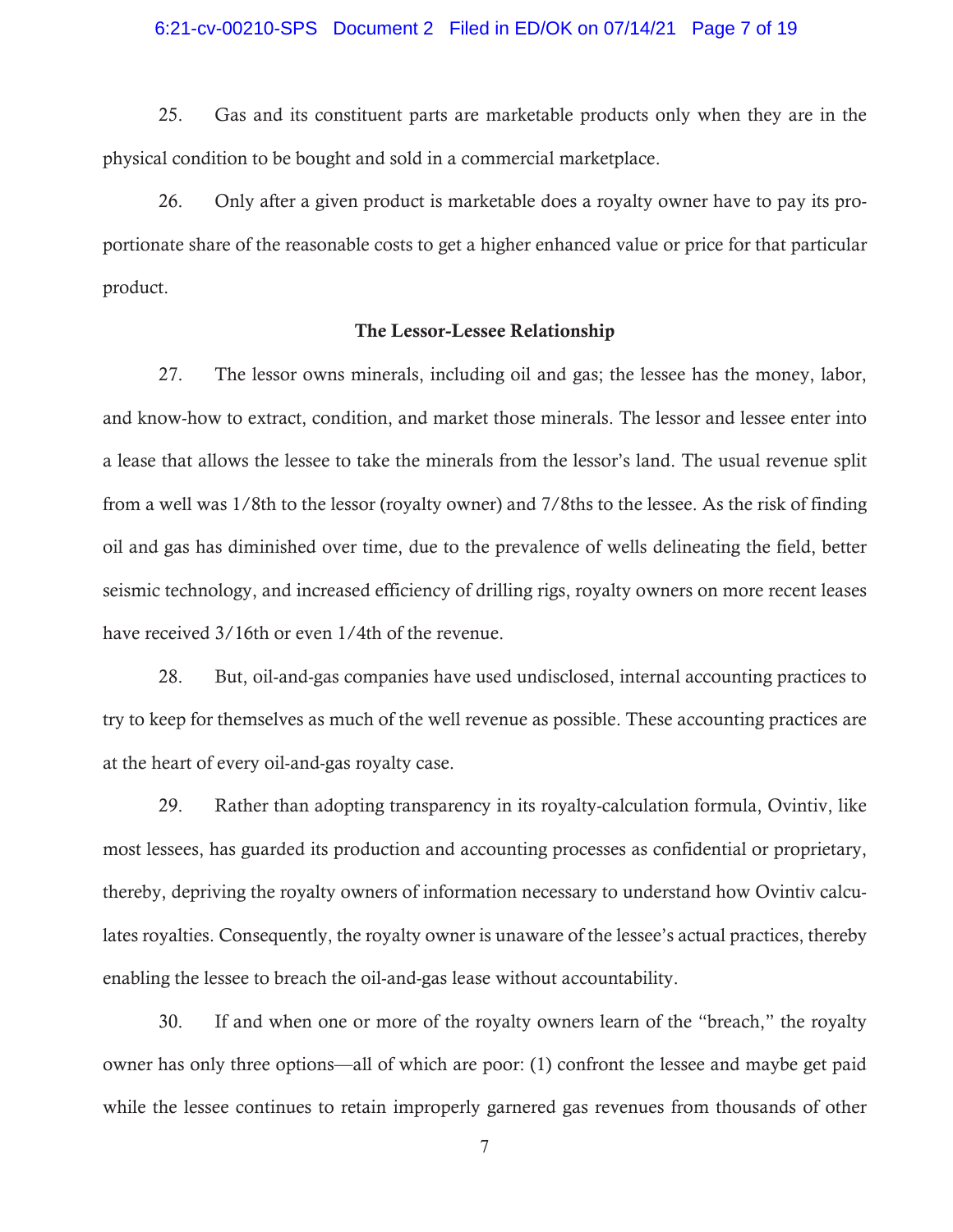25. Gas and its constituent parts are marketable products only when they are in the physical condition to be bought and sold in a commercial marketplace.

26. Only after a given product is marketable does a royalty owner have to pay its proportionate share of the reasonable costs to get a higher enhanced value or price for that particular product.

**The Lessor-Lessee Relationship**

27. The lessor owns minerals, including oil and gas; the lessee has the money, labor, and know-how to extract, condition, and market those minerals. The lessor and lessee enter into a lease that allows the lessee to take the minerals from the lessor's land. The usual revenue split from a well was 1/8th to the lessor (royalty owner) and 7/8ths to the lessee. As the risk of finding oil and gas has diminished over time, due to the prevalence of wells delineating the field, better seismic technology, and increased efficiency of drilling rigs, royalty owners on more recent leases have received 3/16th or even 1/4th of the revenue.

28. But, oil-and-gas companies have used undisclosed, internal accounting practices to try to keep for themselves as much of the well revenue as possible. These accounting practices are at the heart of every oil-and-gas royalty case.

29. Rather than adopting transparency in its royalty-calculation formula, Ovintiv, like most lessees, has guarded its production and accounting processes as confidential or proprietary, thereby, depriving the royalty owners of information necessary to understand how Ovintiv calculates royalties. Consequently, the royalty owner is unaware of the lessee's actual practices, thereby enabling the lessee to breach the oil-and-gas lease without accountability.

30. If and when one or more of the royalty owners learn of the "breach," the royalty owner has only three options—all of which are poor: (1) confront the lessee and maybe get paid while the lessee continues to retain improperly garnered gas revenues from thousands of other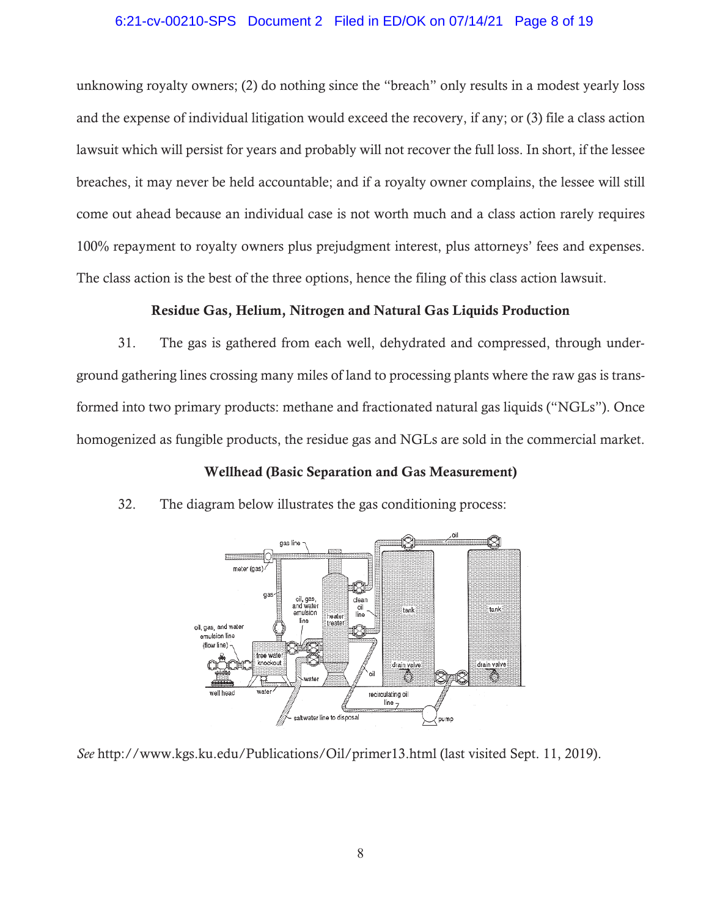unknowing royalty owners; (2) do nothing since the "breach" only results in a modest yearly loss and the expense of individual litigation would exceed the recovery, if any; or (3) file a class action lawsuit which will persist for years and probably will not recover the full loss. In short, if the lessee breaches, it may never be held accountable; and if a royalty owner complains, the lessee will still come out ahead because an individual case is not worth much and a class action rarely requires 100% repayment to royalty owners plus prejudgment interest, plus attorneys' fees and expenses. The class action is the best of the three options, hence the filing of this class action lawsuit.

**Residue Gas, Helium, Nitrogen and Natural Gas Liquids Production**

31. The gas is gathered from each well, dehydrated and compressed, through underground gathering lines crossing many miles of land to processing plants where the raw gas is transformed into two primary products: methane and fractionated natural gas liquids ("NGLs"). Once homogenized as fungible products, the residue gas and NGLs are sold in the commercial market.

**Wellhead (Basic Separation and Gas Measurement)**

32. The diagram below illustrates the gas conditioning process:

*See* http://www.kgs.ku.edu/Publications/Oil/primer13.html (last visited Sept. 11, 2019).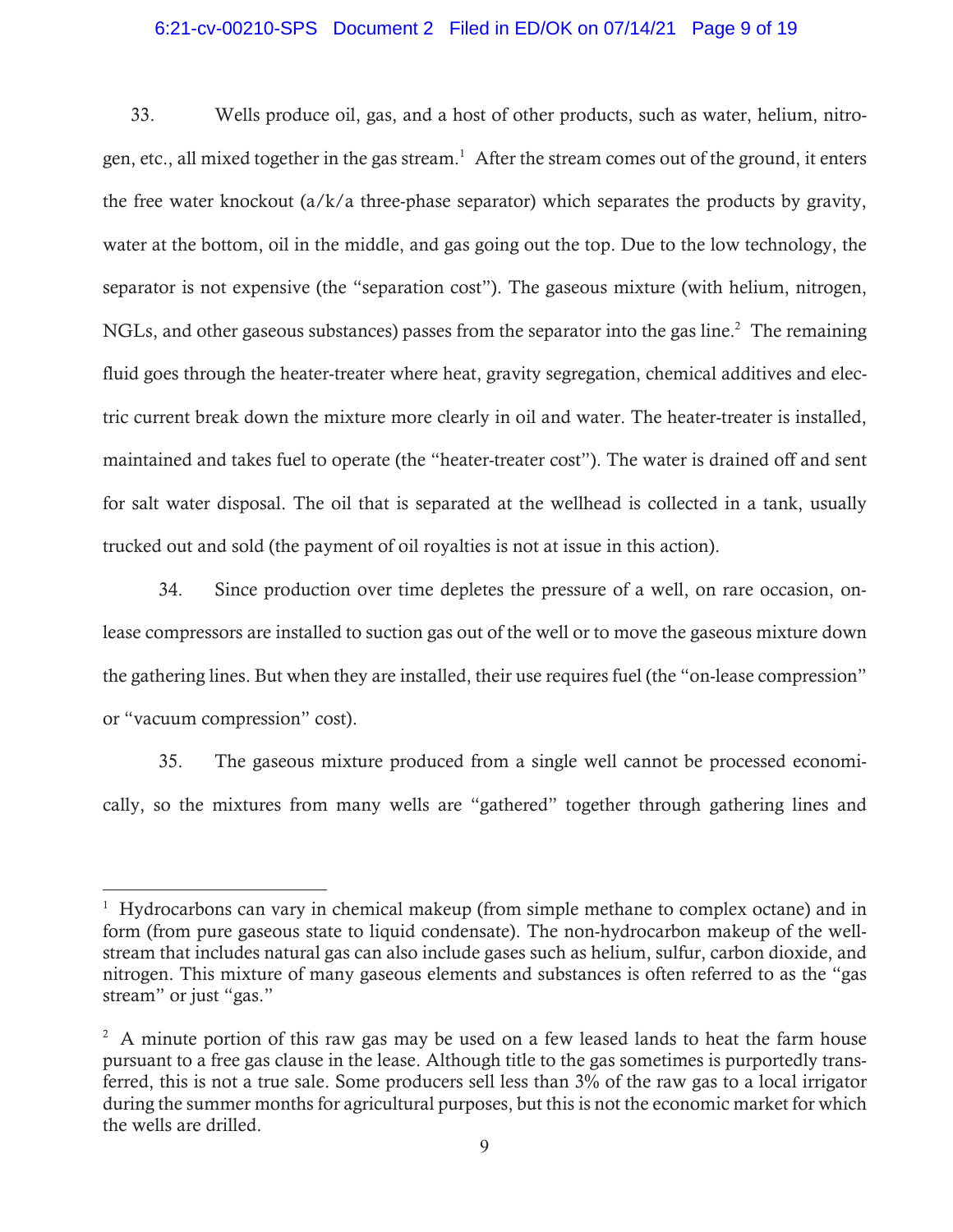33. Wells produce oil, gas, and a host of other products, such as water, helium, nitrogen, etc., all mixed together in the gas stream.[1] After the stream comes out of the ground, it enters the free water knockout (a/k/a three-phase separator) which separates the products by gravity, water at the bottom, oil in the middle, and gas going out the top. Due to the low technology, the separator is not expensive (the "separation cost"). The gaseous mixture (with helium, nitrogen, NGLs, and other gaseous substances) passes from the separator into the gas line.[2] The remaining fluid goes through the heater-treater where heat, gravity segregation, chemical additives and electric current break down the mixture more clearly in oil and water. The heater-treater is installed, maintained and takes fuel to operate (the "heater-treater cost"). The water is drained off and sent for salt water disposal. The oil that is separated at the wellhead is collected in a tank, usually trucked out and sold (the payment of oil royalties is not at issue in this action).

34. Since production over time depletes the pressure of a well, on rare occasion, on-lease compressors are installed to suction gas out of the well or to move the gaseous mixture down the gathering lines. But when they are installed, their use requires fuel (the "on-lease compression" or "vacuum compression" cost).

35. The gaseous mixture produced from a single well cannot be processed economically, so the mixtures from many wells are "gathered" together through gathering lines and

---

[1] Hydrocarbons can vary in chemical makeup (from simple methane to complex octane) and in form (from pure gaseous state to liquid condensate). The non-hydrocarbon makeup of the well-stream that includes natural gas can also include gases such as helium, sulfur, carbon dioxide, and nitrogen. This mixture of many gaseous elements and substances is often referred to as the "gas stream" or just "gas."

[2] A minute portion of this raw gas may be used on a few leased lands to heat the farm house pursuant to a free gas clause in the lease. Although title to the gas sometimes is purportedly transferred, this is not a true sale. Some producers sell less than 3% of the raw gas to a local irrigator during the summer months for agricultural purposes, but this is not the economic market for which the wells are drilled.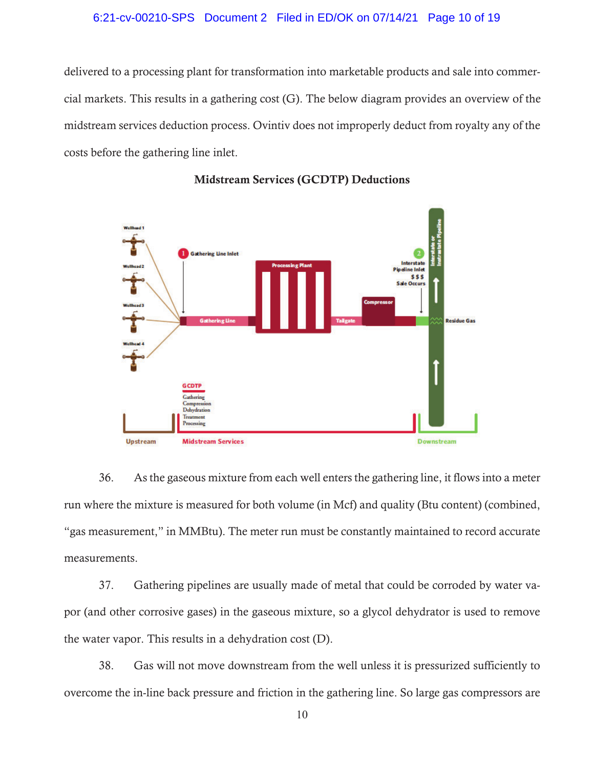delivered to a processing plant for transformation into marketable products and sale into commercial markets. This results in a gathering cost (G). The below diagram provides an overview of the midstream services deduction process. Ovintiv does not improperly deduct from royalty any of the costs before the gathering line inlet.

**Midstream Services (GCDTP) Deductions**

36. As the gaseous mixture from each well enters the gathering line, it flows into a meter run where the mixture is measured for both volume (in Mcf) and quality (Btu content) (combined, "gas measurement," in MMBtu). The meter run must be constantly maintained to record accurate measurements.

37. Gathering pipelines are usually made of metal that could be corroded by water vapor (and other corrosive gases) in the gaseous mixture, so a glycol dehydrator is used to remove the water vapor. This results in a dehydration cost (D).

38. Gas will not move downstream from the well unless it is pressurized sufficiently to overcome the in-line back pressure and friction in the gathering line. So large gas compressors are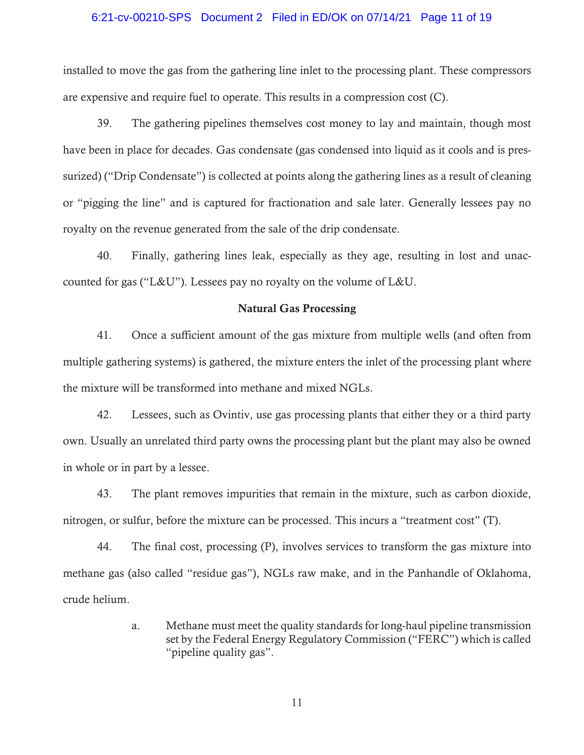installed to move the gas from the gathering line inlet to the processing plant. These compressors are expensive and require fuel to operate. This results in a compression cost (C).

39. The gathering pipelines themselves cost money to lay and maintain, though most have been in place for decades. Gas condensate (gas condensed into liquid as it cools and is pressurized) ("Drip Condensate") is collected at points along the gathering lines as a result of cleaning or "pigging the line" and is captured for fractionation and sale later. Generally lessees pay no royalty on the revenue generated from the sale of the drip condensate.

40. Finally, gathering lines leak, especially as they age, resulting in lost and unaccounted for gas ("L&U"). Lessees pay no royalty on the volume of L&U.

**Natural Gas Processing**

41. Once a sufficient amount of the gas mixture from multiple wells (and often from multiple gathering systems) is gathered, the mixture enters the inlet of the processing plant where the mixture will be transformed into methane and mixed NGLs.

42. Lessees, such as Ovintiv, use gas processing plants that either they or a third party own. Usually an unrelated third party owns the processing plant but the plant may also be owned in whole or in part by a lessee.

43. The plant removes impurities that remain in the mixture, such as carbon dioxide, nitrogen, or sulfur, before the mixture can be processed. This incurs a "treatment cost" (T).

44. The final cost, processing (P), involves services to transform the gas mixture into methane gas (also called "residue gas"), NGLs raw make, and in the Panhandle of Oklahoma, crude helium.

a. Methane must meet the quality standards for long-haul pipeline transmission set by the Federal Energy Regulatory Commission ("FERC") which is called "pipeline quality gas".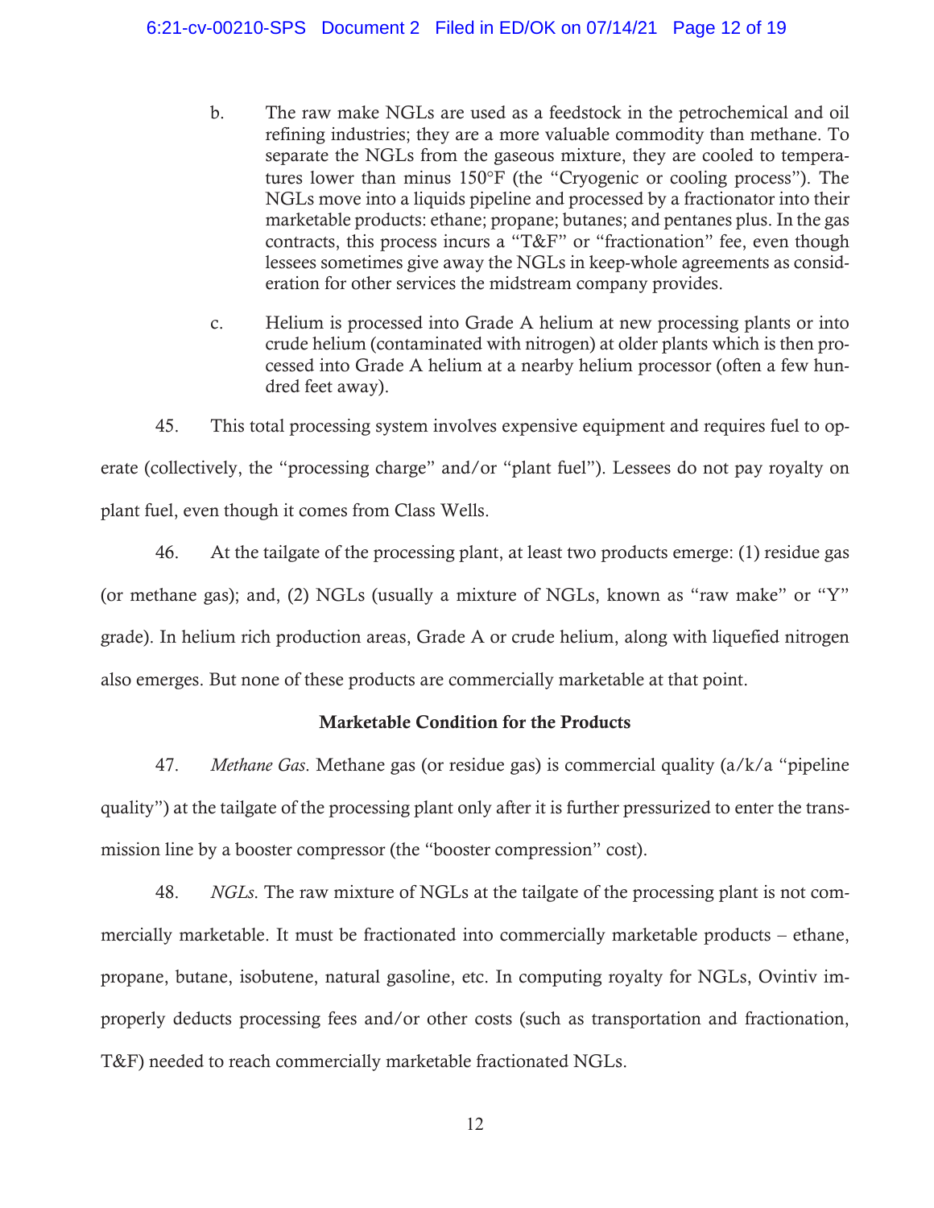b. The raw make NGLs are used as a feedstock in the petrochemical and oil refining industries; they are a more valuable commodity than methane. To separate the NGLs from the gaseous mixture, they are cooled to temperatures lower than minus 150°F (the "Cryogenic or cooling process"). The NGLs move into a liquids pipeline and processed by a fractionator into their marketable products: ethane; propane; butanes; and pentanes plus. In the gas contracts, this process incurs a "T&F" or "fractionation" fee, even though lessees sometimes give away the NGLs in keep-whole agreements as consideration for other services the midstream company provides.

c. Helium is processed into Grade A helium at new processing plants or into crude helium (contaminated with nitrogen) at older plants which is then processed into Grade A helium at a nearby helium processor (often a few hundred feet away).

45. This total processing system involves expensive equipment and requires fuel to operate (collectively, the "processing charge" and/or "plant fuel"). Lessees do not pay royalty on plant fuel, even though it comes from Class Wells.

46. At the tailgate of the processing plant, at least two products emerge: (1) residue gas (or methane gas); and, (2) NGLs (usually a mixture of NGLs, known as "raw make" or "Y" grade). In helium rich production areas, Grade A or crude helium, along with liquefied nitrogen also emerges. But none of these products are commercially marketable at that point.

## Marketable Condition for the Products

47. *Methane Gas*. Methane gas (or residue gas) is commercial quality (a/k/a "pipeline quality") at the tailgate of the processing plant only after it is further pressurized to enter the transmission line by a booster compressor (the "booster compression" cost).

48. *NGLs*. The raw mixture of NGLs at the tailgate of the processing plant is not commercially marketable. It must be fractionated into commercially marketable products – ethane, propane, butane, isobutene, natural gasoline, etc. In computing royalty for NGLs, Ovintiv improperly deducts processing fees and/or other costs (such as transportation and fractionation, T&F) needed to reach commercially marketable fractionated NGLs.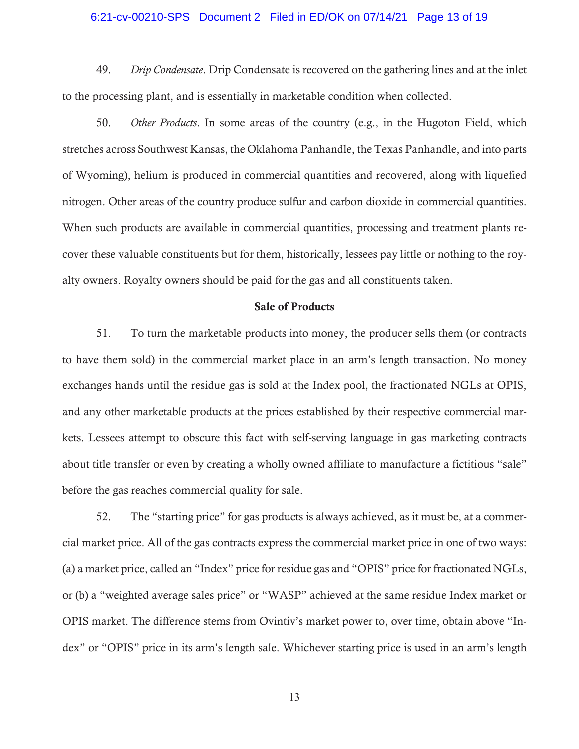49. *Drip Condensate*. Drip Condensate is recovered on the gathering lines and at the inlet to the processing plant, and is essentially in marketable condition when collected.

50. *Other Products*. In some areas of the country (e.g., in the Hugoton Field, which stretches across Southwest Kansas, the Oklahoma Panhandle, the Texas Panhandle, and into parts of Wyoming), helium is produced in commercial quantities and recovered, along with liquefied nitrogen. Other areas of the country produce sulfur and carbon dioxide in commercial quantities. When such products are available in commercial quantities, processing and treatment plants recover these valuable constituents but for them, historically, lessees pay little or nothing to the royalty owners. Royalty owners should be paid for the gas and all constituents taken.

**Sale of Products**

51. To turn the marketable products into money, the producer sells them (or contracts to have them sold) in the commercial market place in an arm's length transaction. No money exchanges hands until the residue gas is sold at the Index pool, the fractionated NGLs at OPIS, and any other marketable products at the prices established by their respective commercial markets. Lessees attempt to obscure this fact with self-serving language in gas marketing contracts about title transfer or even by creating a wholly owned affiliate to manufacture a fictitious "sale" before the gas reaches commercial quality for sale.

52. The "starting price" for gas products is always achieved, as it must be, at a commercial market price. All of the gas contracts express the commercial market price in one of two ways: (a) a market price, called an "Index" price for residue gas and "OPIS" price for fractionated NGLs, or (b) a "weighted average sales price" or "WASP" achieved at the same residue Index market or OPIS market. The difference stems from Ovintiv's market power to, over time, obtain above "Index" or "OPIS" price in its arm's length sale. Whichever starting price is used in an arm's length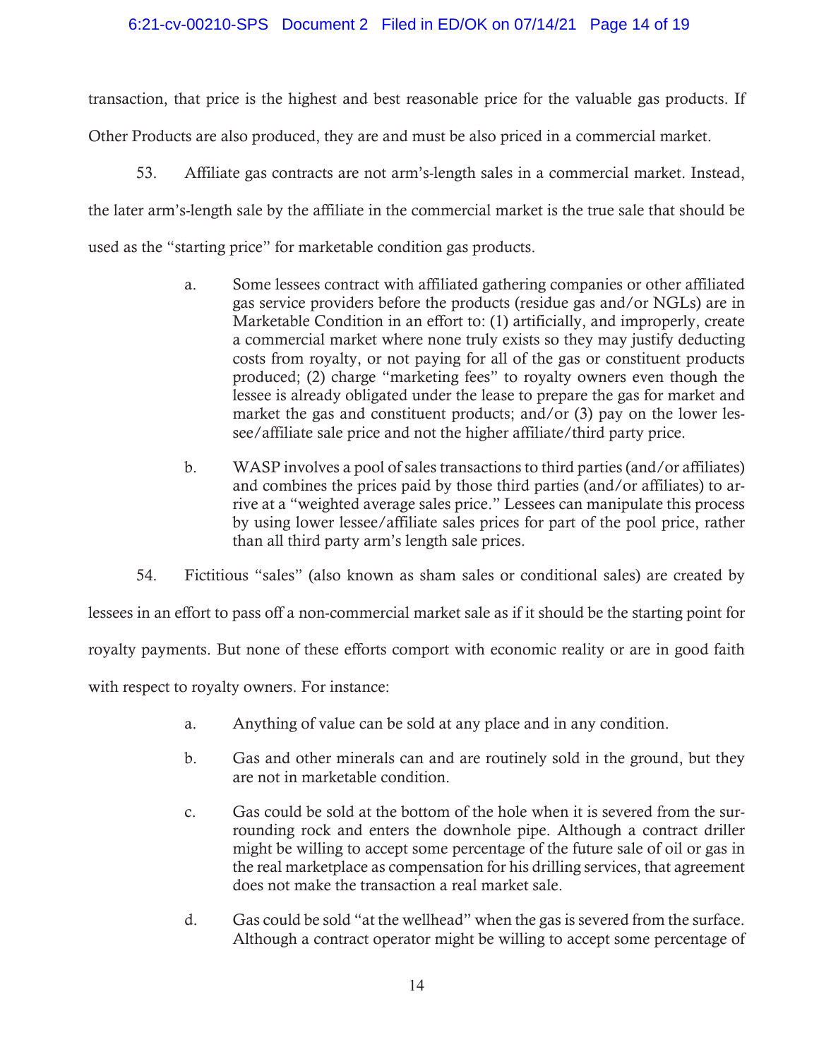transaction, that price is the highest and best reasonable price for the valuable gas products. If Other Products are also produced, they are and must be also priced in a commercial market.

53. Affiliate gas contracts are not arm's-length sales in a commercial market. Instead, the later arm's-length sale by the affiliate in the commercial market is the true sale that should be used as the "starting price" for marketable condition gas products.

> a. Some lessees contract with affiliated gathering companies or other affiliated gas service providers before the products (residue gas and/or NGLs) are in Marketable Condition in an effort to: (1) artificially, and improperly, create a commercial market where none truly exists so they may justify deducting costs from royalty, or not paying for all of the gas or constituent products produced; (2) charge "marketing fees" to royalty owners even though the lessee is already obligated under the lease to prepare the gas for market and market the gas and constituent products; and/or (3) pay on the lower lessee/affiliate sale price and not the higher affiliate/third party price.
>
> b. WASP involves a pool of sales transactions to third parties (and/or affiliates) and combines the prices paid by those third parties (and/or affiliates) to arrive at a "weighted average sales price." Lessees can manipulate this process by using lower lessee/affiliate sales prices for part of the pool price, rather than all third party arm's length sale prices.

54. Fictitious "sales" (also known as sham sales or conditional sales) are created by lessees in an effort to pass off a non-commercial market sale as if it should be the starting point for royalty payments. But none of these efforts comport with economic reality or are in good faith with respect to royalty owners. For instance:

> a. Anything of value can be sold at any place and in any condition.
>
> b. Gas and other minerals can and are routinely sold in the ground, but they are not in marketable condition.
>
> c. Gas could be sold at the bottom of the hole when it is severed from the surrounding rock and enters the downhole pipe. Although a contract driller might be willing to accept some percentage of the future sale of oil or gas in the real marketplace as compensation for his drilling services, that agreement does not make the transaction a real market sale.
>
> d. Gas could be sold "at the wellhead" when the gas is severed from the surface. Although a contract operator might be willing to accept some percentage of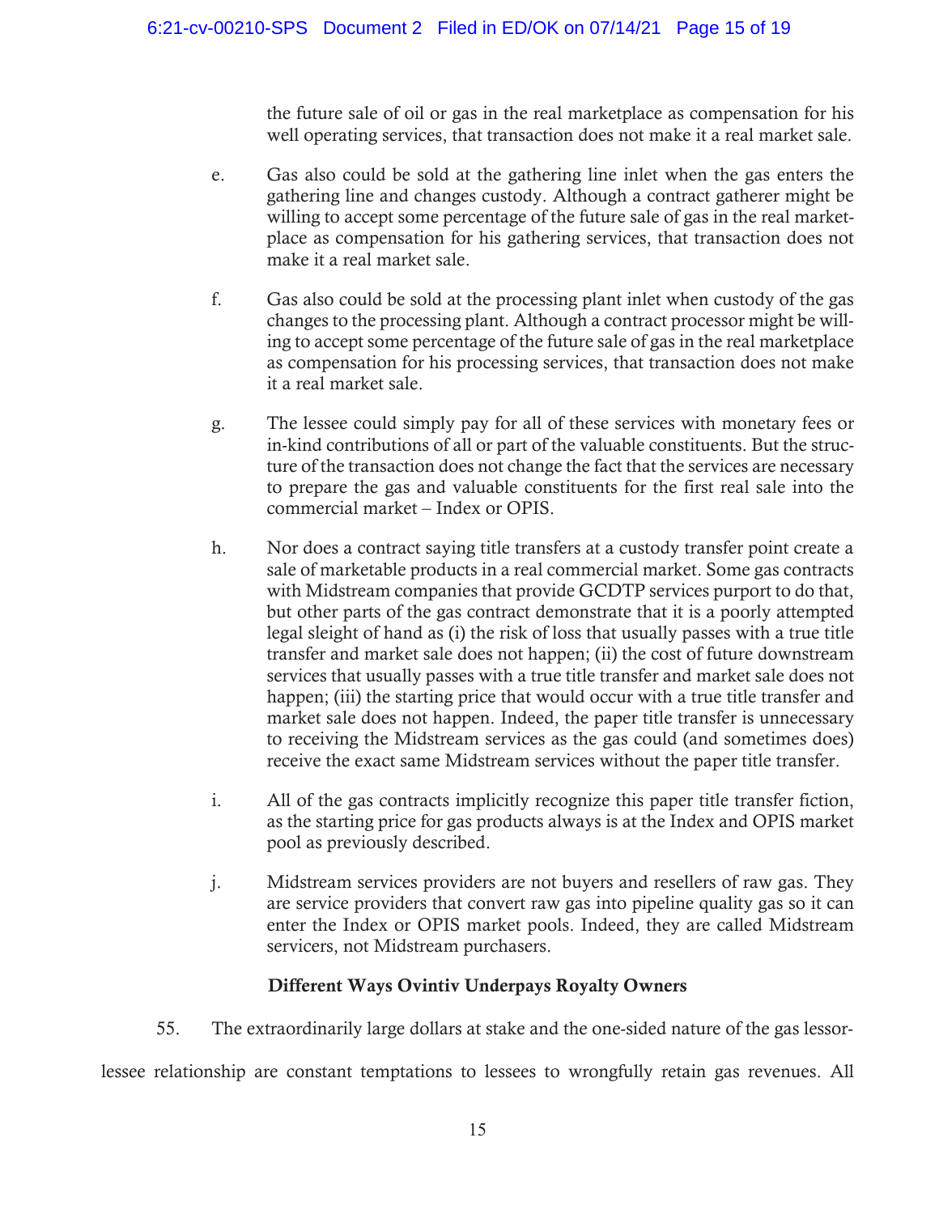the future sale of oil or gas in the real marketplace as compensation for his well operating services, that transaction does not make it a real market sale.

e. Gas also could be sold at the gathering line inlet when the gas enters the gathering line and changes custody. Although a contract gatherer might be willing to accept some percentage of the future sale of gas in the real marketplace as compensation for his gathering services, that transaction does not make it a real market sale.

f. Gas also could be sold at the processing plant inlet when custody of the gas changes to the processing plant. Although a contract processor might be willing to accept some percentage of the future sale of gas in the real marketplace as compensation for his processing services, that transaction does not make it a real market sale.

g. The lessee could simply pay for all of these services with monetary fees or in-kind contributions of all or part of the valuable constituents. But the structure of the transaction does not change the fact that the services are necessary to prepare the gas and valuable constituents for the first real sale into the commercial market – Index or OPIS.

h. Nor does a contract saying title transfers at a custody transfer point create a sale of marketable products in a real commercial market. Some gas contracts with Midstream companies that provide GCDTP services purport to do that, but other parts of the gas contract demonstrate that it is a poorly attempted legal sleight of hand as (i) the risk of loss that usually passes with a true title transfer and market sale does not happen; (ii) the cost of future downstream services that usually passes with a true title transfer and market sale does not happen; (iii) the starting price that would occur with a true title transfer and market sale does not happen. Indeed, the paper title transfer is unnecessary to receiving the Midstream services as the gas could (and sometimes does) receive the exact same Midstream services without the paper title transfer.

i. All of the gas contracts implicitly recognize this paper title transfer fiction, as the starting price for gas products always is at the Index and OPIS market pool as previously described.

j. Midstream services providers are not buyers and resellers of raw gas. They are service providers that convert raw gas into pipeline quality gas so it can enter the Index or OPIS market pools. Indeed, they are called Midstream servicers, not Midstream purchasers.

## Different Ways Ovintiv Underpays Royalty Owners

55. The extraordinarily large dollars at stake and the one-sided nature of the gas lessor-lessee relationship are constant temptations to lessees to wrongfully retain gas revenues. All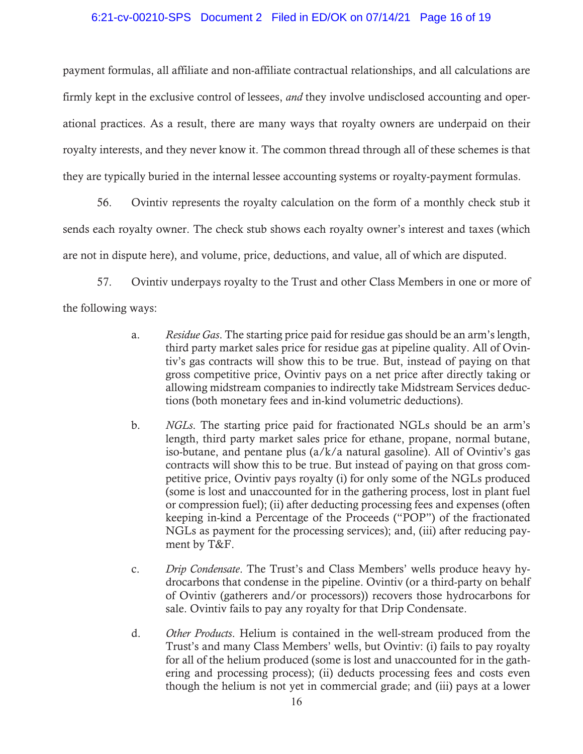payment formulas, all affiliate and non-affiliate contractual relationships, and all calculations are firmly kept in the exclusive control of lessees, *and* they involve undisclosed accounting and operational practices. As a result, there are many ways that royalty owners are underpaid on their royalty interests, and they never know it. The common thread through all of these schemes is that they are typically buried in the internal lessee accounting systems or royalty-payment formulas.

56. Ovintiv represents the royalty calculation on the form of a monthly check stub it sends each royalty owner. The check stub shows each royalty owner's interest and taxes (which are not in dispute here), and volume, price, deductions, and value, all of which are disputed.

57. Ovintiv underpays royalty to the Trust and other Class Members in one or more of the following ways:

> a. *Residue Gas*. The starting price paid for residue gas should be an arm's length, third party market sales price for residue gas at pipeline quality. All of Ovintiv's gas contracts will show this to be true. But, instead of paying on that gross competitive price, Ovintiv pays on a net price after directly taking or allowing midstream companies to indirectly take Midstream Services deductions (both monetary fees and in-kind volumetric deductions).
>
> b. *NGLs*. The starting price paid for fractionated NGLs should be an arm's length, third party market sales price for ethane, propane, normal butane, iso-butane, and pentane plus (a/k/a natural gasoline). All of Ovintiv's gas contracts will show this to be true. But instead of paying on that gross competitive price, Ovintiv pays royalty (i) for only some of the NGLs produced (some is lost and unaccounted for in the gathering process, lost in plant fuel or compression fuel); (ii) after deducting processing fees and expenses (often keeping in-kind a Percentage of the Proceeds ("POP") of the fractionated NGLs as payment for the processing services); and, (iii) after reducing payment by T&F.
>
> c. *Drip Condensate*. The Trust's and Class Members' wells produce heavy hydrocarbons that condense in the pipeline. Ovintiv (or a third-party on behalf of Ovintiv (gatherers and/or processors)) recovers those hydrocarbons for sale. Ovintiv fails to pay any royalty for that Drip Condensate.
>
> d. *Other Products*. Helium is contained in the well-stream produced from the Trust's and many Class Members' wells, but Ovintiv: (i) fails to pay royalty for all of the helium produced (some is lost and unaccounted for in the gathering and processing process); (ii) deducts processing fees and costs even though the helium is not yet in commercial grade; and (iii) pays at a lower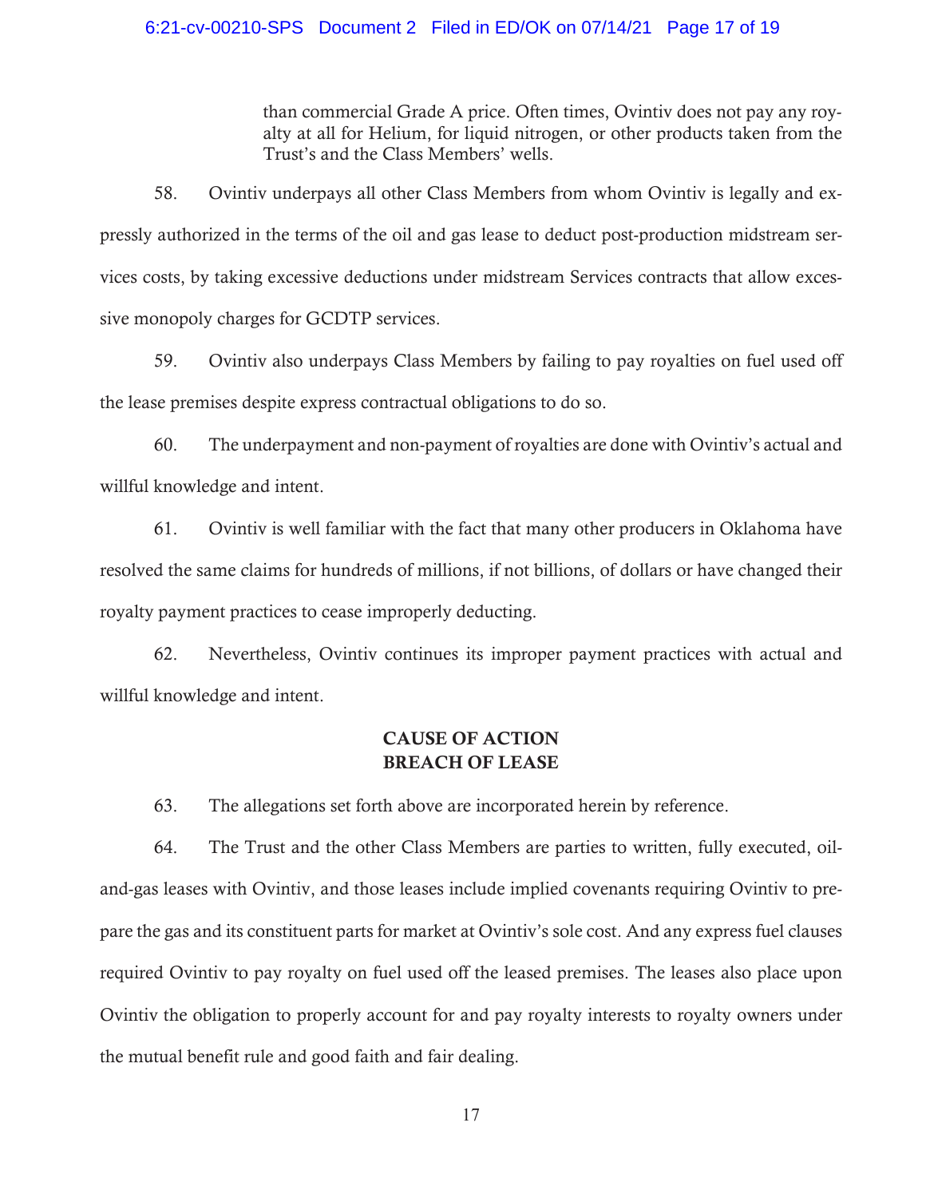than commercial Grade A price. Often times, Ovintiv does not pay any royalty at all for Helium, for liquid nitrogen, or other products taken from the Trust's and the Class Members' wells.

58. Ovintiv underpays all other Class Members from whom Ovintiv is legally and expressly authorized in the terms of the oil and gas lease to deduct post-production midstream services costs, by taking excessive deductions under midstream Services contracts that allow excessive monopoly charges for GCDTP services.

59. Ovintiv also underpays Class Members by failing to pay royalties on fuel used off the lease premises despite express contractual obligations to do so.

60. The underpayment and non-payment of royalties are done with Ovintiv's actual and willful knowledge and intent.

61. Ovintiv is well familiar with the fact that many other producers in Oklahoma have resolved the same claims for hundreds of millions, if not billions, of dollars or have changed their royalty payment practices to cease improperly deducting.

62. Nevertheless, Ovintiv continues its improper payment practices with actual and willful knowledge and intent.

## CAUSE OF ACTION
## BREACH OF LEASE

63. The allegations set forth above are incorporated herein by reference.

64. The Trust and the other Class Members are parties to written, fully executed, oil-and-gas leases with Ovintiv, and those leases include implied covenants requiring Ovintiv to prepare the gas and its constituent parts for market at Ovintiv's sole cost. And any express fuel clauses required Ovintiv to pay royalty on fuel used off the leased premises. The leases also place upon Ovintiv the obligation to properly account for and pay royalty interests to royalty owners under the mutual benefit rule and good faith and fair dealing.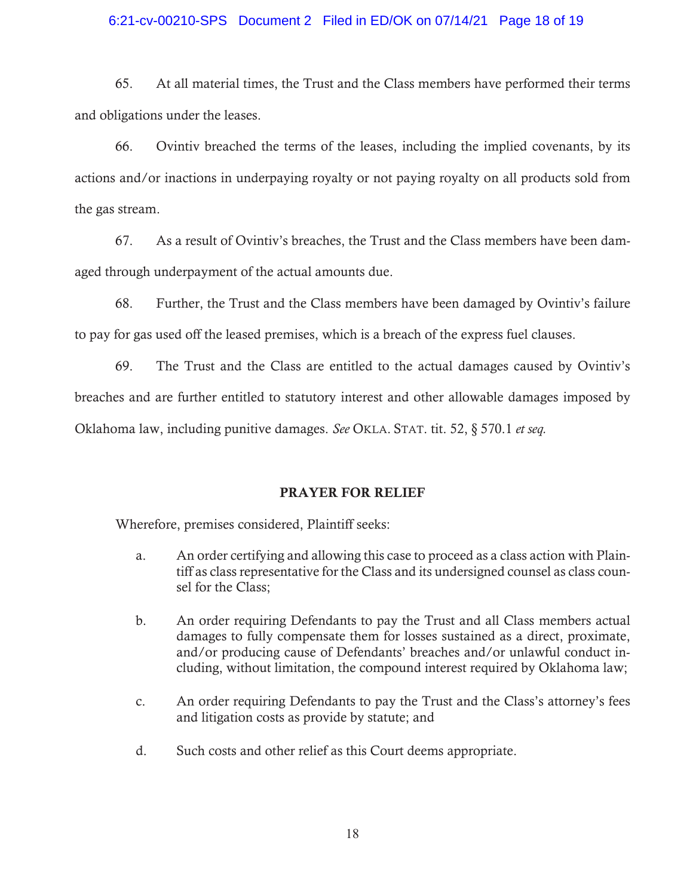65. At all material times, the Trust and the Class members have performed their terms and obligations under the leases.

66. Ovintiv breached the terms of the leases, including the implied covenants, by its actions and/or inactions in underpaying royalty or not paying royalty on all products sold from the gas stream.

67. As a result of Ovintiv's breaches, the Trust and the Class members have been damaged through underpayment of the actual amounts due.

68. Further, the Trust and the Class members have been damaged by Ovintiv's failure to pay for gas used off the leased premises, which is a breach of the express fuel clauses.

69. The Trust and the Class are entitled to the actual damages caused by Ovintiv's breaches and are further entitled to statutory interest and other allowable damages imposed by Oklahoma law, including punitive damages. *See* OKLA. STAT. tit. 52, § 570.1 *et seq.*

## PRAYER FOR RELIEF

Wherefore, premises considered, Plaintiff seeks:

a. An order certifying and allowing this case to proceed as a class action with Plaintiff as class representative for the Class and its undersigned counsel as class counsel for the Class;

b. An order requiring Defendants to pay the Trust and all Class members actual damages to fully compensate them for losses sustained as a direct, proximate, and/or producing cause of Defendants' breaches and/or unlawful conduct including, without limitation, the compound interest required by Oklahoma law;

c. An order requiring Defendants to pay the Trust and the Class's attorney's fees and litigation costs as provide by statute; and

d. Such costs and other relief as this Court deems appropriate.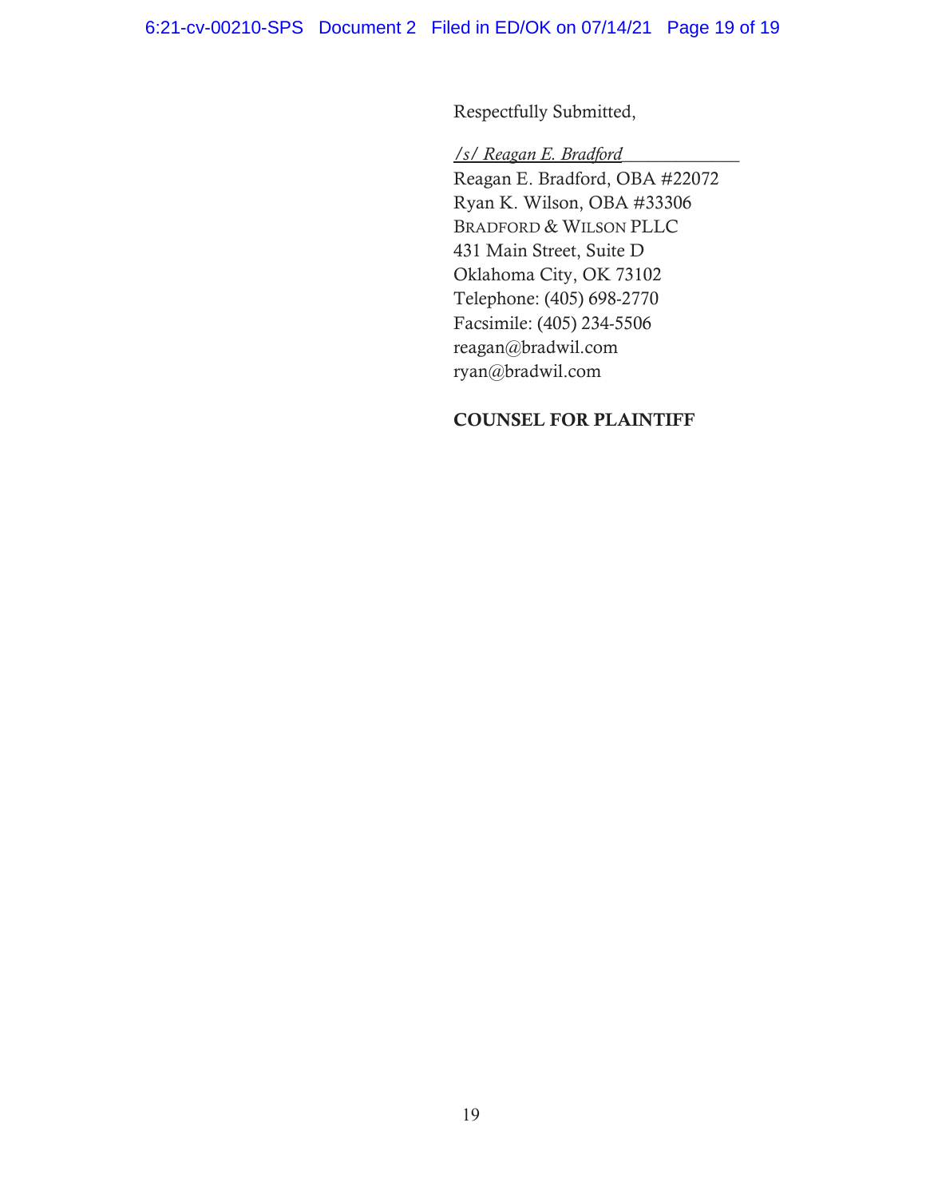Respectfully Submitted,

*/s/ Reagan E. Bradford*

Reagan E. Bradford, OBA #22072
Ryan K. Wilson, OBA #33306
BRADFORD & WILSON PLLC
431 Main Street, Suite D
Oklahoma City, OK 73102
Telephone: (405) 698-2770
Facsimile: (405) 234-5506
reagan@bradwil.com
ryan@bradwil.com

**COUNSEL FOR PLAINTIFF**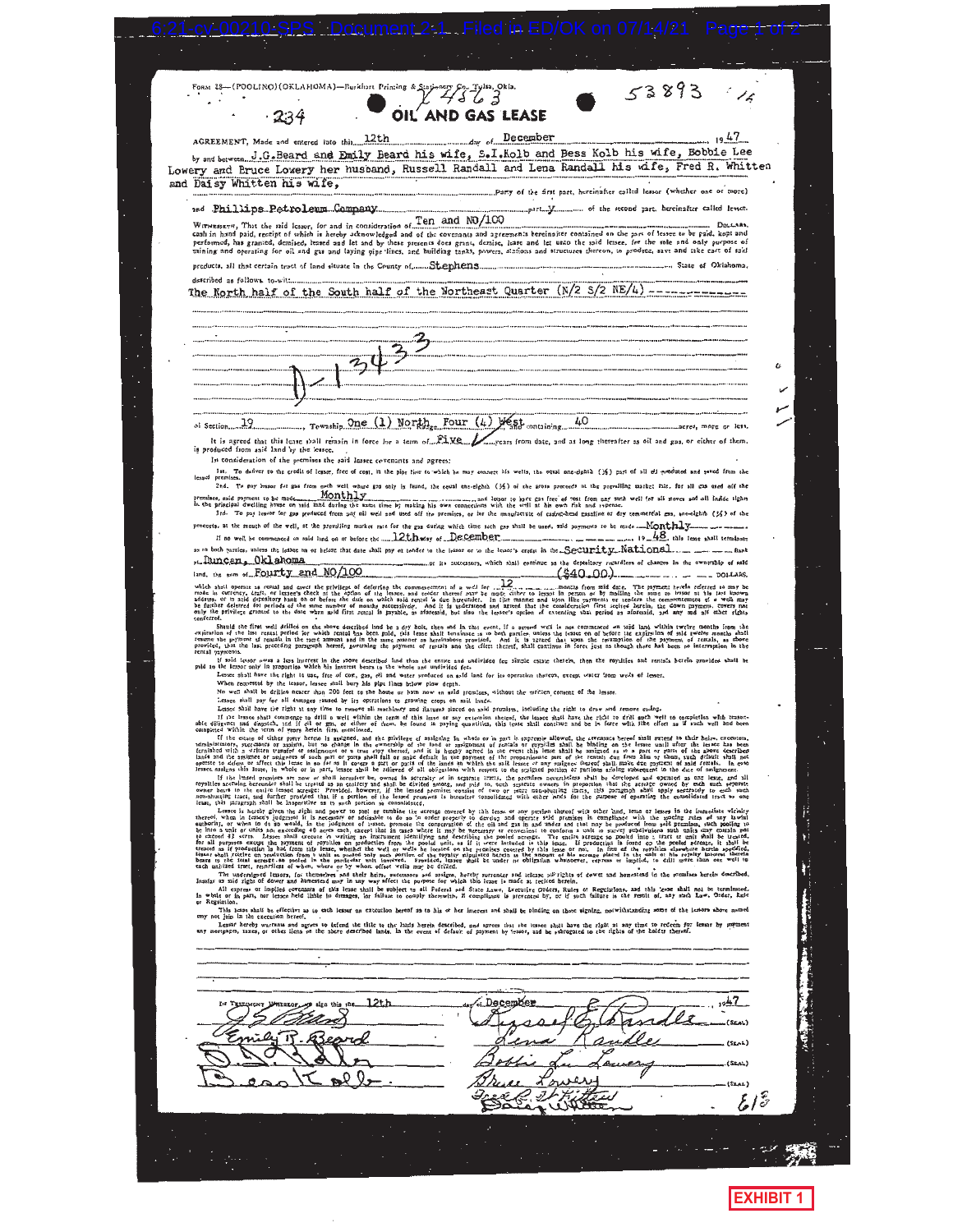FORM 88—(POOLING)(OKLAHOMA)—Burkhart Printing & Stationery Co., Tulsa, Okla.

234 Y 4863 53893

# OIL AND GAS LEASE

AGREEMENT, Made and entered into this 12th day of December 1947, by and between J.G.Beard and Emily Beard his wife, S.I.Kolb and Bess Kolb his wife, Bobbie Lee Lowery and Bruce Lowery her husband, Russell Randall and Lena Randall his wife, Fred R. Whitten and Daisy Whitten his wife, Party of the first part, hereinafter called lessor (whether one or more) and Phillips Petroleum Company party of the second part, hereinafter called lessee.

WITNESSETH, That the said lessor, for and in consideration of Ten and NO/100 DOLLARS, cash in hand paid, receipt of which is hereby acknowledged and of the covenants and agreements hereinafter contained on the part of lessee to be paid, kept and performed, has granted, demised, leased and let and by these presents does grant, demise, lease and let unto the said lessee, for the sole and only purpose of mining and operating for oil and gas and laying pipe lines, and building tanks, powers, stations and structures thereon, to produce, save and take care of said products, all that certain tract of land situate in the County of Stephens, State of Oklahoma, described as follows, to-wit:

The North half of the South half of the Northeast Quarter (N/2 S/2 NE/4)

D-13433

of Section 19, Township One (1) North, Range Four (4) West, and containing 40 acres, more or less.

It is agreed that this lease shall remain in force for a term of Five years from date, and as long thereafter as oil and gas, or either of them, is produced from said land by the lessee.

In consideration of the premises the said lessee covenants and agrees:

1st. To deliver to the credit of lessor, free of cost, in the pipe line to which he may connect his wells, the equal one-eighth (1/8) part of all oil produced and saved from the leased premises.

2nd. To pay lessor for gas from each well where gas only is found, the equal one-eighth (1/8) of the gross proceeds at the prevailing market rate, for all gas used off the premises, said payment to be made Monthly and lessor to have gas free of cost from any such well for all stoves and all inside lights in the principal dwelling house on said land during the same time by making his own connections with the well at his own risk and expense.

3rd. To pay lessor for gas produced from any oil well and used off the premises, or for the manufacture of casing-head gasoline or dry commercial gas, one-eighth (1/8) of the proceeds, at the mouth of the well, at the prevailing market rate for the gas during which time such gas shall be used, said payments to be made Monthly.

If no well be commenced on said land on or before the 12th day of December 1948, this lease shall terminate as to both parties, unless the lessee on or before that date shall pay or tender to the lessor or to the lessor's credit in the Security National Bank at Duncan, Oklahoma or its successors, which shall continue as the depository regardless of changes in the ownership of said land, the sum of Fourty and NO/100 ($40.00) DOLLARS, which shall operate as rental and cover the privilege of deferring the commencement of a well for 12 months from said date. The payment herein referred to may be made in currency, draft, or lessee's check at the option of the lessee, and the depositing of such currency, draft or check in any post office, properly addressed, or to said depository bank on or before the date on which said rental is due hereunder. In like manner and upon like payments or tenders the commencement of a well may be further deferred for periods of the same number of months successively. And it is understood and agreed that the consideration first recited herein, the down payment, covers not only the privilege granted to the date when said first rental is payable, as aforesaid, but also the lessee's option of extending that period as aforesaid, and any and all other rights conferred.

Should the first well drilled on the above described land be a dry hole, then and in that event, if a second well is not commenced on said land within twelve months from the expiration of the last rental period for which rental has been paid, this lease shall terminate as to both parties, unless the lessee on or before the expiration of said twelve months shall resume the payment of rentals in the same amount and in the same manner as hereinbefore provided. And it is agreed that upon the resumption of the payment of rentals, as above provided, that the last preceding paragraph hereof, governing the payment of rentals and the effect thereof, shall continue in force just as though there had been no interruption in the rental payments.

If said lessor owns a less interest in the above described land than the entire and undivided fee simple estate therein, then the royalties and rentals herein provided shall be paid to the lessor only in proportion which his interest bears to the whole and undivided fee.

Lessee shall have the right to use, free of cost, gas, oil and water produced on said land for its operation thereon, except water from wells of lessor.

When requested by the lessor, lessee shall bury his pipe lines below plow depth.

No well shall be drilled nearer than 200 feet to the house or barn now on said premises, without the written consent of the lessor.

Lessee shall pay for all damages caused by its operations to growing crops on said lands.

Lessee shall have the right at any time to remove all machinery and fixtures placed on said premises, including the right to draw and remove casing.

If the lessee shall commence to drill a well within the term of this lease or any extension thereof, the lessee shall have the right to drill such well to completion with reasonable diligence and dispatch, and if oil or gas, or either of them, be found in paying quantities, this lease shall continue and be in force with like effect as if such well had been completed within the term of years herein first mentioned.

If the estate of either party hereto is assigned, and the privilege of assigning in whole or in part is expressly allowed, the covenants hereof shall extend to their heirs, executors, administrators, successors or assigns, but no change in the ownership of the land or assignment of rentals or royalties shall be binding on the lessee until after the lessee has been furnished with a written transfer or assignment or a true copy thereof, and it is hereby agreed in the event this lease shall be assigned as to a part or as parts of the above described lands and the assignee or assignees of such part or parts shall fail or make default in the payment of the proportionate part of the rents due from him or them, such default shall not operate to defeat or affect this lease in so far as it covers a part or parts of the lands on which the said lessee or any assignee thereof shall make due payment of said rentals. In case lessee assigns this lease, in whole or in part, lessee shall be relieved of all obligations with respect to the assigned portion or portions arising subsequent to the date of assignment.

If the leased premises are now or shall hereafter be, owned in severalty or in separate tracts, the premises nevertheless shall be developed and operated as one lease, and all royalties accruing hereunder shall be treated as an entirety and shall be divided among, and paid to, such separate owners in proportion that the acreage owned by each such separate owner bears to the entire leased acreage: Provided, however, if the leased premises consist of two or more non-abutting tracts, this paragraph shall apply separately to each such non-abutting tract, and further provided that if a portion of the leased premises is hereafter consolidated with other lands for the purpose of operating the consolidated tract as one lease, this paragraph shall be inoperative as to such portion so consolidated.

Lessee is hereby given the right and power to pool or combine the acreage covered by this lease or any portion thereof with other land, lease or leases in the immediate vicinity thereof, when in lessee's judgment it is necessary or advisable to do so in order properly to develop and operate said premises in compliance with the spacing rules of any lawful authority, or when to do so would, in the judgment of lessee, promote the conservation of the oil and gas in and under and that may be produced from said premises, such pooling to be into a unit or units not exceeding 40 acres each, except that in cases where it may be necessary or convenient to conform a unit to survey subdivisions such units may contain not to exceed 43 acres. Lessee shall execute in writing an instrument identifying and describing the pooled acreage. The entire acreage so pooled into a tract or unit shall be treated, for all purposes except the payment of royalties on production from the pooled unit, as if it were included in this lease. If production is found on the pooled acreage, it shall be treated as if production is had from this lease, whether the well or wells be located on the premises covered by this lease or not. In lieu of the royalties elsewhere herein specified, lessor shall receive on production from a unit so pooled only such portion of the royalty stipulated herein as the amount of his acreage placed in the unit or his royalty interest therein bears to the total acreage so pooled in the particular unit involved. Provided, lessee shall be under no obligation whatsoever, express or implied, to drill more than one well to each unitized tract, regardless of when, where or by whom offset wells may be drilled.

The undersigned lessors, for themselves and their heirs, successors and assigns, hereby surrender and release all rights of dower and homestead in the premises herein described, insofar as said rights of dower and homestead may in any way affect the purpose for which this lease is made as recited herein.

All express or implied covenants of this lease shall be subject to all Federal and State Laws, Executive Orders, Rules or Regulations, and this lease shall not be terminated, in whole or in part, nor lessee held liable in damages, for failure to comply therewith, if compliance is prevented by, or if such failure is the result of, any such Law, Order, Rule or Regulation.

This lease shall be effective as to each lessor on execution hereof as to his or her interest and shall be binding on those signing, notwithstanding some of the lessors above named may not join in the execution hereof.

Lessor hereby warrants and agrees to defend the title to the lands herein described, and agrees that the lessee shall have the right at any time to redeem for lessor by payment any mortgages, taxes, or other liens on the above described lands, in the event of default of payment by lessor, and be subrogated to the rights of the holder thereof.

IN TESTIMONY WHEREOF, we sign this the 12th day of December, 1947.

| | |
|---|---|
| J.G. Beard | Russell E. Randall (SEAL) |
| Emily B. Beard | Lena Randall (SEAL) |
| S.I. Kolb | Bobbie Lee Lowery (SEAL) |
| Bess Kolb | Bruce Lowery (SEAL) |
| | Fred R. Whitten |
| | Daisy Whitten |

EXHIBIT 1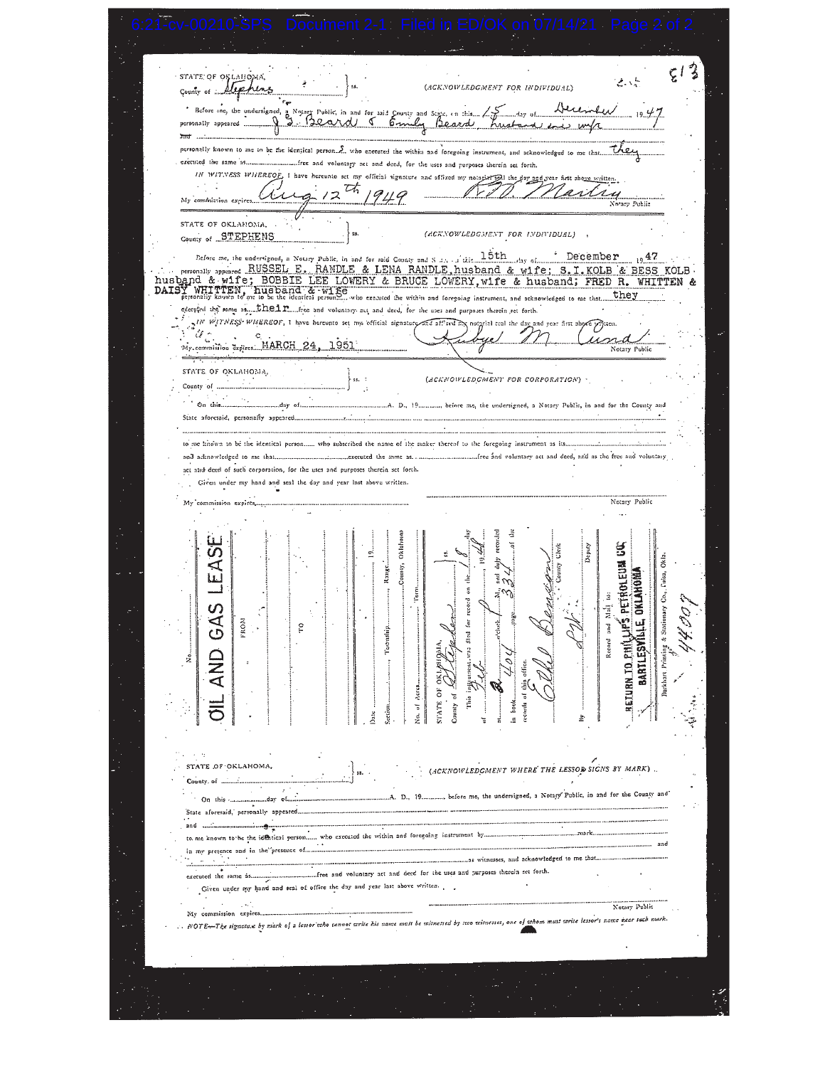STATE OF OKLAHOMA, County of Stephens } ss. (ACKNOWLEDGMENT FOR INDIVIDUAL)

Before me, the undersigned, a Notary Public, in and for said County and State, on this 15 day of December 1947 personally appeared J. S. Beard & Emily Beard, husband and wife

and

personally known to me to be the identical persons who executed the within and foregoing instrument, and acknowledged to me that they executed the same as free and voluntary act and deed, for the uses and purposes therein set forth.

IN WITNESS WHEREOF, I have hereunto set my official signature and affixed my notarial seal the day and year first above written.

My commission expires Aug 12th 1949 — R. M. Martin, Notary Public

---

STATE OF OKLAHOMA, County of STEPHENS } ss. (ACKNOWLEDGMENT FOR INDIVIDUAL)

Before me, the undersigned, a Notary Public, in and for said County and State, on this 15th day of December 1947 personally appeared RUSSEL E. RANDLE & LENA RANDLE, husband & wife; S. I. KOLB & BESS KOLB husband & wife; BOBBIE LEE LOWERY & BRUCE LOWERY, wife & husband; FRED R. WHITTEN & DAISY WHITTEN, husband & wife personally known to me to be the identical persons who executed the within and foregoing instrument, and acknowledged to me that they executed the same as their free and voluntary act and deed, for the uses and purposes therein set forth.

IN WITNESS WHEREOF, I have hereunto set my official signature and affixed my notarial seal the day and year first above written.

My commission expires MARCH 24, 1951 — Rubye M. Cund, Notary Public

---

STATE OF OKLAHOMA, County of ............ } ss. (ACKNOWLEDGMENT FOR CORPORATION)

On this ........ day of ............ A. D., 19...., before me, the undersigned, a Notary Public, in and for the County and State aforesaid, personally appeared ............

to me known to be the identical person...... who subscribed the name of the maker thereof to the foregoing instrument as its ............ and acknowledged to me that ............ executed the same as ............ free and voluntary act and deed, and as the free and voluntary act and deed of such corporation, for the uses and purposes therein set forth.

Given under my hand and seal the day and year last above written.

My commission expires............ Notary Public

---

# OIL AND GAS LEASE

No. ........

FROM ............

TO ............

Date ........ 19....

Section ........ Township ........ Range ........

No. of Acres ........ Term ........ County, Oklahoma

STATE OF OKLAHOMA, County of Stephens } ss.

This instrument was filed for record on the 18 day of Feb 1948 at 4:04 o'clock P M., and duly recorded in book 334 page ........ of the records of this office.

Ethel Benson County Clerk

By ............ Deputy

Record and Mail to:

**RETURN TO PHILLIPS PETROLEUM CO. BARTLESVILLE, OKLAHOMA**

Burkhart Printing & Stationery Co., Tulsa, Okla.

44007

---

STATE OF OKLAHOMA, County of ............ } ss. (ACKNOWLEDGMENT WHERE THE LESSOR SIGNS BY MARK)

On this ........ day of ............ A. D., 19...., before me, the undersigned, a Notary Public, in and for the County and State aforesaid, personally appeared ............

and ............

to me known to be the identical person...... who executed the within and foregoing instrument by ............ mark ............ and in my presence and in the presence of ............ as witnesses, and acknowledged to me that ............ executed the same as ............ free and voluntary act and deed for the uses and purposes therein set forth.

Given under my hand and seal of office the day and year last above written.

My commission expires............ Notary Public

*NOTE—The signature by mark of a lessor who cannot write his name must be witnessed by two witnesses, one of whom must write lessor's name near such mark.*